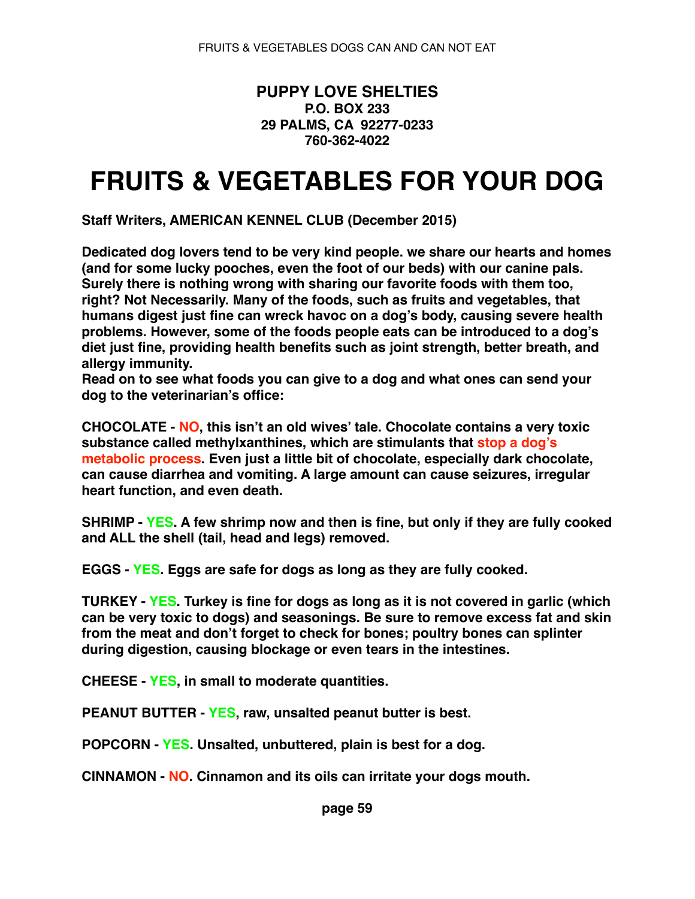**PUPPY LOVE SHELTIES**
**P.O. BOX 233**
**29 PALMS, CA 92277-0233**
**760-362-4022**

# FRUITS & VEGETABLES FOR YOUR DOG

**Staff Writers, AMERICAN KENNEL CLUB (December 2015)**

**Dedicated dog lovers tend to be very kind people. we share our hearts and homes (and for some lucky pooches, even the foot of our beds) with our canine pals. Surely there is nothing wrong with sharing our favorite foods with them too, right? Not Necessarily. Many of the foods, such as fruits and vegetables, that humans digest just fine can wreck havoc on a dog's body, causing severe health problems. However, some of the foods people eats can be introduced to a dog's diet just fine, providing health benefits such as joint strength, better breath, and allergy immunity.**
**Read on to see what foods you can give to a dog and what ones can send your dog to the veterinarian's office:**

**CHOCOLATE - NO, this isn't an old wives' tale. Chocolate contains a very toxic substance called methylxanthines, which are stimulants that stop a dog's metabolic process. Even just a little bit of chocolate, especially dark chocolate, can cause diarrhea and vomiting. A large amount can cause seizures, irregular heart function, and even death.**

**SHRIMP - YES. A few shrimp now and then is fine, but only if they are fully cooked and ALL the shell (tail, head and legs) removed.**

**EGGS - YES. Eggs are safe for dogs as long as they are fully cooked.**

**TURKEY - YES. Turkey is fine for dogs as long as it is not covered in garlic (which can be very toxic to dogs) and seasonings. Be sure to remove excess fat and skin from the meat and don't forget to check for bones; poultry bones can splinter during digestion, causing blockage or even tears in the intestines.**

**CHEESE - YES, in small to moderate quantities.**

**PEANUT BUTTER - YES, raw, unsalted peanut butter is best.**

**POPCORN - YES. Unsalted, unbuttered, plain is best for a dog.**

**CINNAMON - NO. Cinnamon and its oils can irritate your dogs mouth.**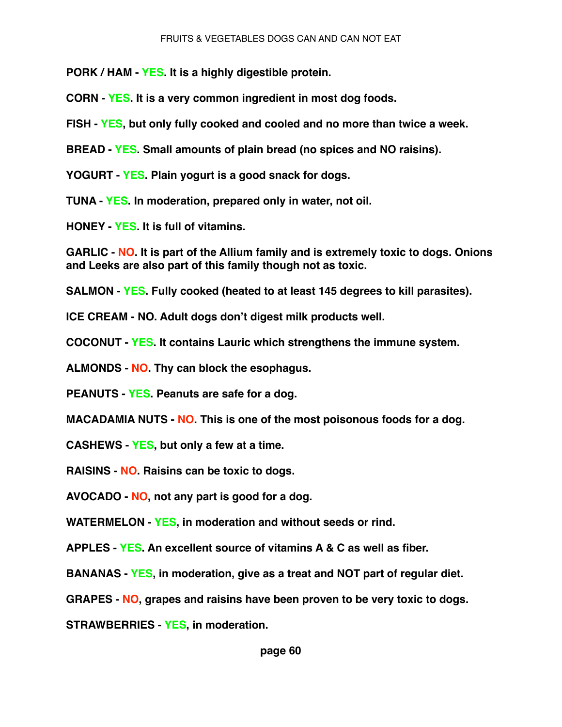FRUITS & VEGETABLES DOGS CAN AND CAN NOT EAT

**PORK / HAM - YES. It is a highly digestible protein.**

**CORN - YES. It is a very common ingredient in most dog foods.**

**FISH - YES, but only fully cooked and cooled and no more than twice a week.**

**BREAD - YES. Small amounts of plain bread (no spices and NO raisins).**

**YOGURT - YES. Plain yogurt is a good snack for dogs.**

**TUNA - YES. In moderation, prepared only in water, not oil.**

**HONEY - YES. It is full of vitamins.**

**GARLIC - NO. It is part of the Allium family and is extremely toxic to dogs. Onions and Leeks are also part of this family though not as toxic.**

**SALMON - YES. Fully cooked (heated to at least 145 degrees to kill parasites).**

**ICE CREAM - NO. Adult dogs don't digest milk products well.**

**COCONUT - YES. It contains Lauric which strengthens the immune system.**

**ALMONDS - NO. Thy can block the esophagus.**

**PEANUTS - YES. Peanuts are safe for a dog.**

**MACADAMIA NUTS - NO. This is one of the most poisonous foods for a dog.**

**CASHEWS - YES, but only a few at a time.**

**RAISINS - NO. Raisins can be toxic to dogs.**

**AVOCADO - NO, not any part is good for a dog.**

**WATERMELON - YES, in moderation and without seeds or rind.**

**APPLES - YES. An excellent source of vitamins A & C as well as fiber.**

**BANANAS - YES, in moderation, give as a treat and NOT part of regular diet.**

**GRAPES - NO, grapes and raisins have been proven to be very toxic to dogs.**

**STRAWBERRIES - YES, in moderation.**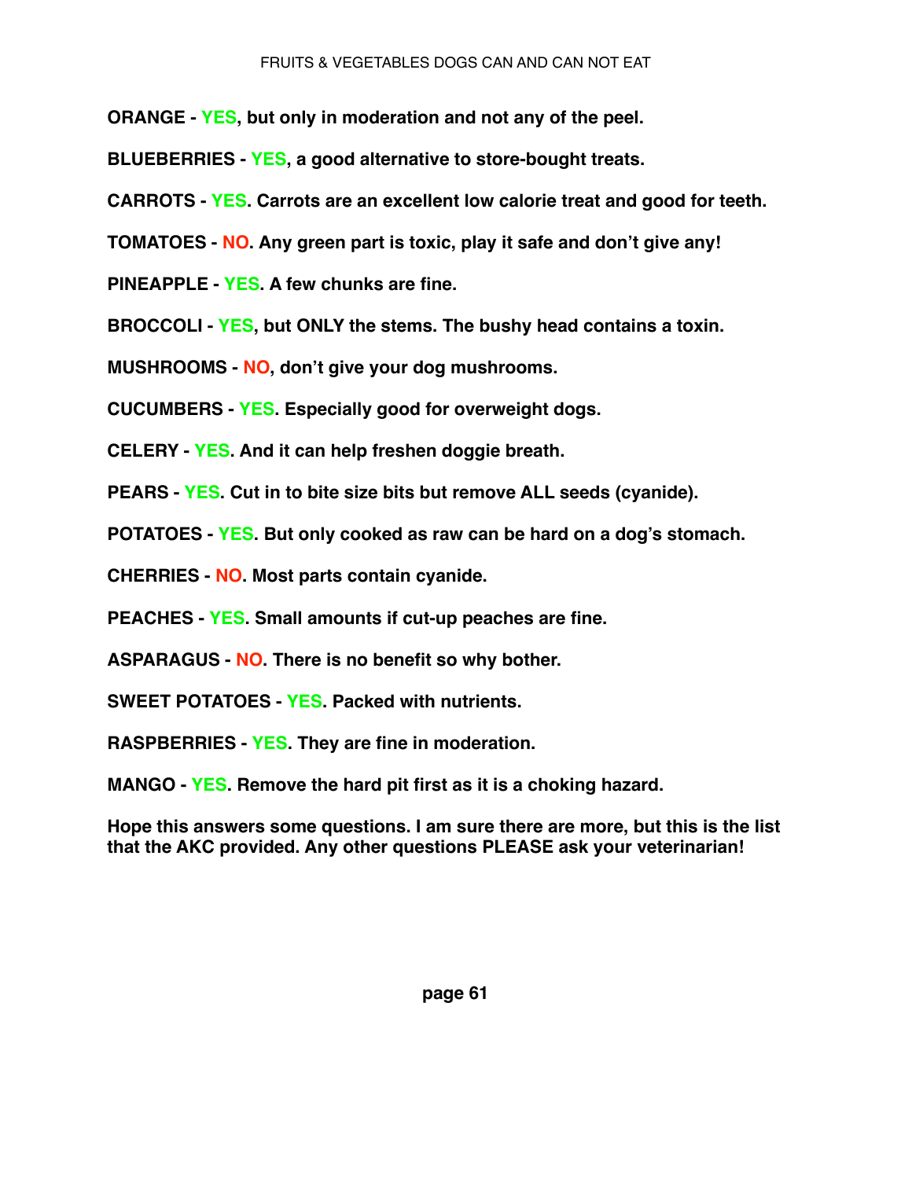# FRUITS & VEGETABLES DOGS CAN AND CAN NOT EAT

**ORANGE - YES, but only in moderation and not any of the peel.**

**BLUEBERRIES - YES, a good alternative to store-bought treats.**

**CARROTS - YES. Carrots are an excellent low calorie treat and good for teeth.**

**TOMATOES - NO. Any green part is toxic, play it safe and don't give any!**

**PINEAPPLE - YES. A few chunks are fine.**

**BROCCOLI - YES, but ONLY the stems. The bushy head contains a toxin.**

**MUSHROOMS - NO, don't give your dog mushrooms.**

**CUCUMBERS - YES. Especially good for overweight dogs.**

**CELERY - YES. And it can help freshen doggie breath.**

**PEARS - YES. Cut in to bite size bits but remove ALL seeds (cyanide).**

**POTATOES - YES. But only cooked as raw can be hard on a dog's stomach.**

**CHERRIES - NO. Most parts contain cyanide.**

**PEACHES - YES. Small amounts if cut-up peaches are fine.**

**ASPARAGUS - NO. There is no benefit so why bother.**

**SWEET POTATOES - YES. Packed with nutrients.**

**RASPBERRIES - YES. They are fine in moderation.**

**MANGO - YES. Remove the hard pit first as it is a choking hazard.**

**Hope this answers some questions. I am sure there are more, but this is the list that the AKC provided. Any other questions PLEASE ask your veterinarian!**